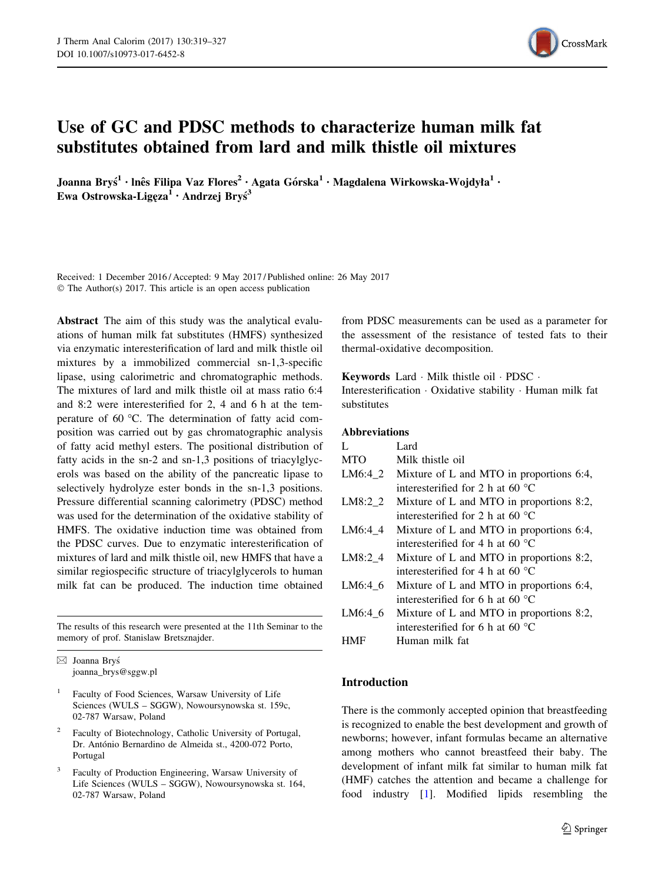# Use of GC and PDSC methods to characterize human milk fat substitutes obtained from lard and milk thistle oil mixtures

Joanna Bryś[1] · Inês Filipa Vaz Flores[2] · Agata Górska[1] · Magdalena Wirkowska-Wojdyła[1] · Ewa Ostrowska-Ligęza[1] · Andrzej Bryś[3]

Received: 1 December 2016 / Accepted: 9 May 2017 / Published online: 26 May 2017
© The Author(s) 2017. This article is an open access publication

**Abstract** The aim of this study was the analytical evaluations of human milk fat substitutes (HMFS) synthesized via enzymatic interesterification of lard and milk thistle oil mixtures by a immobilized commercial sn-1,3-specific lipase, using calorimetric and chromatographic methods. The mixtures of lard and milk thistle oil at mass ratio 6:4 and 8:2 were interesterified for 2, 4 and 6 h at the temperature of 60 °C. The determination of fatty acid composition was carried out by gas chromatographic analysis of fatty acid methyl esters. The positional distribution of fatty acids in the sn-2 and sn-1,3 positions of triacylglycerols was based on the ability of the pancreatic lipase to selectively hydrolyze ester bonds in the sn-1,3 positions. Pressure differential scanning calorimetry (PDSC) method was used for the determination of the oxidative stability of HMFS. The oxidative induction time was obtained from the PDSC curves. Due to enzymatic interesterification of mixtures of lard and milk thistle oil, new HMFS that have a similar regiospecific structure of triacylglycerols to human milk fat can be produced. The induction time obtained from PDSC measurements can be used as a parameter for the assessment of the resistance of tested fats to their thermal-oxidative decomposition.

The results of this research were presented at the 11th Seminar to the memory of prof. Stanislaw Bretsznajder.

✉ Joanna Bryś
joanna_brys@sggw.pl

[1] Faculty of Food Sciences, Warsaw University of Life Sciences (WULS – SGGW), Nowoursynowska st. 159c, 02-787 Warsaw, Poland

[2] Faculty of Biotechnology, Catholic University of Portugal, Dr. António Bernardino de Almeida st., 4200-072 Porto, Portugal

[3] Faculty of Production Engineering, Warsaw University of Life Sciences (WULS – SGGW), Nowoursynowska st. 164, 02-787 Warsaw, Poland

**Keywords** Lard · Milk thistle oil · PDSC · Interesterification · Oxidative stability · Human milk fat substitutes

### Abbreviations

| | |
|---|---|
| L | Lard |
| MTO | Milk thistle oil |
| LM6:4_2 | Mixture of L and MTO in proportions 6:4, interesterified for 2 h at 60 °C |
| LM8:2_2 | Mixture of L and MTO in proportions 8:2, interesterified for 2 h at 60 °C |
| LM6:4_4 | Mixture of L and MTO in proportions 6:4, interesterified for 4 h at 60 °C |
| LM8:2_4 | Mixture of L and MTO in proportions 8:2, interesterified for 4 h at 60 °C |
| LM6:4_6 | Mixture of L and MTO in proportions 6:4, interesterified for 6 h at 60 °C |
| LM6:4_6 | Mixture of L and MTO in proportions 8:2, interesterified for 6 h at 60 °C |
| HMF | Human milk fat |

## Introduction

There is the commonly accepted opinion that breastfeeding is recognized to enable the best development and growth of newborns; however, infant formulas became an alternative among mothers who cannot breastfeed their baby. The development of infant milk fat similar to human milk fat (HMF) catches the attention and became a challenge for food industry [1]. Modified lipids resembling the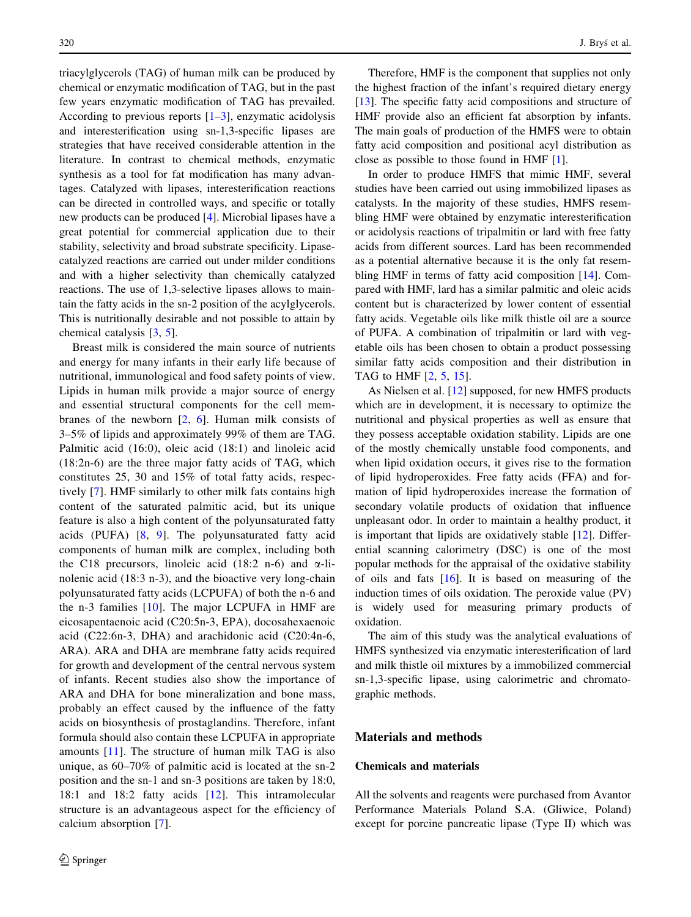triacylglycerols (TAG) of human milk can be produced by chemical or enzymatic modification of TAG, but in the past few years enzymatic modification of TAG has prevailed. According to previous reports [1–3], enzymatic acidolysis and interesterification using sn-1,3-specific lipases are strategies that have received considerable attention in the literature. In contrast to chemical methods, enzymatic synthesis as a tool for fat modification has many advantages. Catalyzed with lipases, interesterification reactions can be directed in controlled ways, and specific or totally new products can be produced [4]. Microbial lipases have a great potential for commercial application due to their stability, selectivity and broad substrate specificity. Lipase-catalyzed reactions are carried out under milder conditions and with a higher selectivity than chemically catalyzed reactions. The use of 1,3-selective lipases allows to maintain the fatty acids in the sn-2 position of the acylglycerols. This is nutritionally desirable and not possible to attain by chemical catalysis [3, 5].

Breast milk is considered the main source of nutrients and energy for many infants in their early life because of nutritional, immunological and food safety points of view. Lipids in human milk provide a major source of energy and essential structural components for the cell membranes of the newborn [2, 6]. Human milk consists of 3–5% of lipids and approximately 99% of them are TAG. Palmitic acid (16:0), oleic acid (18:1) and linoleic acid (18:2n-6) are the three major fatty acids of TAG, which constitutes 25, 30 and 15% of total fatty acids, respectively [7]. HMF similarly to other milk fats contains high content of the saturated palmitic acid, but its unique feature is also a high content of the polyunsaturated fatty acids (PUFA) [8, 9]. The polyunsaturated fatty acid components of human milk are complex, including both the C18 precursors, linoleic acid (18:2 n-6) and α-linolenic acid (18:3 n-3), and the bioactive very long-chain polyunsaturated fatty acids (LCPUFA) of both the n-6 and the n-3 families [10]. The major LCPUFA in HMF are eicosapentaenoic acid (C20:5n-3, EPA), docosahexaenoic acid (C22:6n-3, DHA) and arachidonic acid (C20:4n-6, ARA). ARA and DHA are membrane fatty acids required for growth and development of the central nervous system of infants. Recent studies also show the importance of ARA and DHA for bone mineralization and bone mass, probably an effect caused by the influence of the fatty acids on biosynthesis of prostaglandins. Therefore, infant formula should also contain these LCPUFA in appropriate amounts [11]. The structure of human milk TAG is also unique, as 60–70% of palmitic acid is located at the sn-2 position and the sn-1 and sn-3 positions are taken by 18:0, 18:1 and 18:2 fatty acids [12]. This intramolecular structure is an advantageous aspect for the efficiency of calcium absorption [7].

Therefore, HMF is the component that supplies not only the highest fraction of the infant's required dietary energy [13]. The specific fatty acid compositions and structure of HMF provide also an efficient fat absorption by infants. The main goals of production of the HMFS were to obtain fatty acid composition and positional acyl distribution as close as possible to those found in HMF [1].

In order to produce HMFS that mimic HMF, several studies have been carried out using immobilized lipases as catalysts. In the majority of these studies, HMFS resembling HMF were obtained by enzymatic interesterification or acidolysis reactions of tripalmitin or lard with free fatty acids from different sources. Lard has been recommended as a potential alternative because it is the only fat resembling HMF in terms of fatty acid composition [14]. Compared with HMF, lard has a similar palmitic and oleic acids content but is characterized by lower content of essential fatty acids. Vegetable oils like milk thistle oil are a source of PUFA. A combination of tripalmitin or lard with vegetable oils has been chosen to obtain a product possessing similar fatty acids composition and their distribution in TAG to HMF [2, 5, 15].

As Nielsen et al. [12] supposed, for new HMFS products which are in development, it is necessary to optimize the nutritional and physical properties as well as ensure that they possess acceptable oxidation stability. Lipids are one of the mostly chemically unstable food components, and when lipid oxidation occurs, it gives rise to the formation of lipid hydroperoxides. Free fatty acids (FFA) and formation of lipid hydroperoxides increase the formation of secondary volatile products of oxidation that influence unpleasant odor. In order to maintain a healthy product, it is important that lipids are oxidatively stable [12]. Differential scanning calorimetry (DSC) is one of the most popular methods for the appraisal of the oxidative stability of oils and fats [16]. It is based on measuring of the induction times of oils oxidation. The peroxide value (PV) is widely used for measuring primary products of oxidation.

The aim of this study was the analytical evaluations of HMFS synthesized via enzymatic interesterification of lard and milk thistle oil mixtures by a immobilized commercial sn-1,3-specific lipase, using calorimetric and chromatographic methods.

## Materials and methods

### Chemicals and materials

All the solvents and reagents were purchased from Avantor Performance Materials Poland S.A. (Gliwice, Poland) except for porcine pancreatic lipase (Type II) which was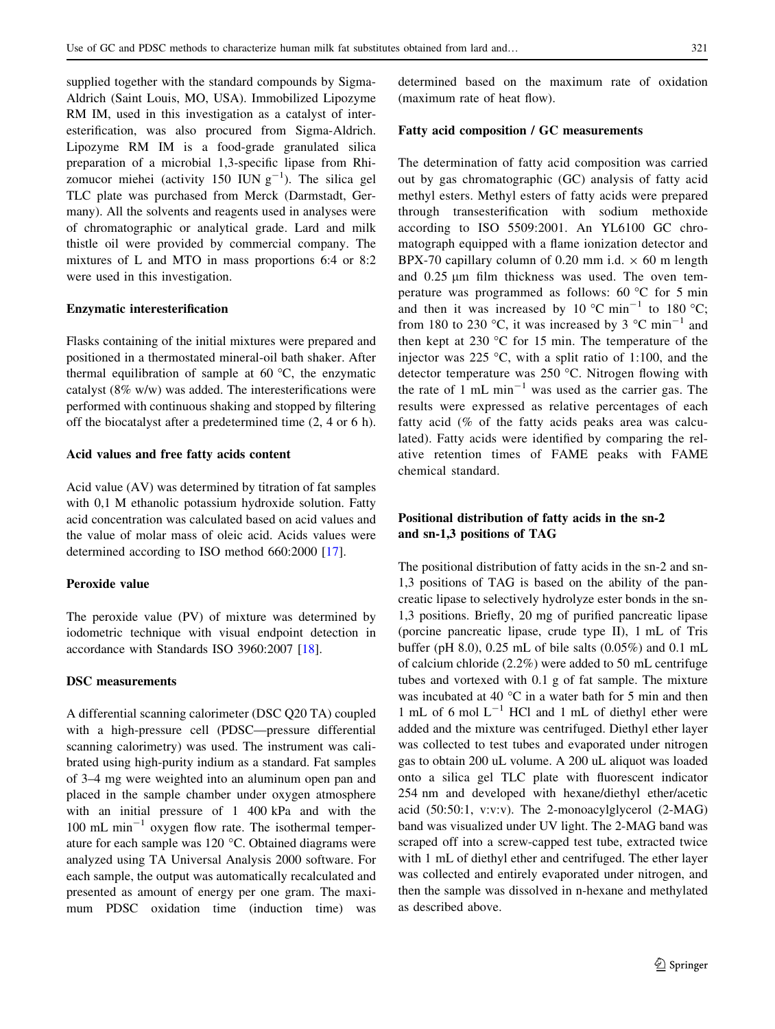supplied together with the standard compounds by Sigma-Aldrich (Saint Louis, MO, USA). Immobilized Lipozyme RM IM, used in this investigation as a catalyst of interesterification, was also procured from Sigma-Aldrich. Lipozyme RM IM is a food-grade granulated silica preparation of a microbial 1,3-specific lipase from Rhizomucor miehei (activity 150 IUN $g^{-1}$). The silica gel TLC plate was purchased from Merck (Darmstadt, Germany). All the solvents and reagents used in analyses were of chromatographic or analytical grade. Lard and milk thistle oil were provided by commercial company. The mixtures of L and MTO in mass proportions 6:4 or 8:2 were used in this investigation.

#### Enzymatic interesterification

Flasks containing of the initial mixtures were prepared and positioned in a thermostated mineral-oil bath shaker. After thermal equilibration of sample at 60 °C, the enzymatic catalyst (8% w/w) was added. The interesterifications were performed with continuous shaking and stopped by filtering off the biocatalyst after a predetermined time (2, 4 or 6 h).

#### Acid values and free fatty acids content

Acid value (AV) was determined by titration of fat samples with 0,1 M ethanolic potassium hydroxide solution. Fatty acid concentration was calculated based on acid values and the value of molar mass of oleic acid. Acids values were determined according to ISO method 660:2000 [17].

#### Peroxide value

The peroxide value (PV) of mixture was determined by iodometric technique with visual endpoint detection in accordance with Standards ISO 3960:2007 [18].

#### DSC measurements

A differential scanning calorimeter (DSC Q20 TA) coupled with a high-pressure cell (PDSC—pressure differential scanning calorimetry) was used. The instrument was calibrated using high-purity indium as a standard. Fat samples of 3–4 mg were weighted into an aluminum open pan and placed in the sample chamber under oxygen atmosphere with an initial pressure of 1 400 kPa and with the 100 mL $min^{-1}$ oxygen flow rate. The isothermal temperature for each sample was 120 °C. Obtained diagrams were analyzed using TA Universal Analysis 2000 software. For each sample, the output was automatically recalculated and presented as amount of energy per one gram. The maximum PDSC oxidation time (induction time) was determined based on the maximum rate of oxidation (maximum rate of heat flow).

#### Fatty acid composition / GC measurements

The determination of fatty acid composition was carried out by gas chromatographic (GC) analysis of fatty acid methyl esters. Methyl esters of fatty acids were prepared through transesterification with sodium methoxide according to ISO 5509:2001. An YL6100 GC chromatograph equipped with a flame ionization detector and BPX-70 capillary column of 0.20 mm i.d. × 60 m length and 0.25 μm film thickness was used. The oven temperature was programmed as follows: 60 °C for 5 min and then it was increased by 10 °C $min^{-1}$ to 180 °C; from 180 to 230 °C, it was increased by 3 °C $min^{-1}$ and then kept at 230 °C for 15 min. The temperature of the injector was 225 °C, with a split ratio of 1:100, and the detector temperature was 250 °C. Nitrogen flowing with the rate of 1 mL $min^{-1}$ was used as the carrier gas. The results were expressed as relative percentages of each fatty acid (% of the fatty acids peaks area was calculated). Fatty acids were identified by comparing the relative retention times of FAME peaks with FAME chemical standard.

#### Positional distribution of fatty acids in the sn-2 and sn-1,3 positions of TAG

The positional distribution of fatty acids in the sn-2 and sn-1,3 positions of TAG is based on the ability of the pancreatic lipase to selectively hydrolyze ester bonds in the sn-1,3 positions. Briefly, 20 mg of purified pancreatic lipase (porcine pancreatic lipase, crude type II), 1 mL of Tris buffer (pH 8.0), 0.25 mL of bile salts (0.05%) and 0.1 mL of calcium chloride (2.2%) were added to 50 mL centrifuge tubes and vortexed with 0.1 g of fat sample. The mixture was incubated at 40 °C in a water bath for 5 min and then 1 mL of 6 mol $L^{-1}$ HCl and 1 mL of diethyl ether were added and the mixture was centrifuged. Diethyl ether layer was collected to test tubes and evaporated under nitrogen gas to obtain 200 uL volume. A 200 uL aliquot was loaded onto a silica gel TLC plate with fluorescent indicator 254 nm and developed with hexane/diethyl ether/acetic acid (50:50:1, v:v:v). The 2-monoacylglycerol (2-MAG) band was visualized under UV light. The 2-MAG band was scraped off into a screw-capped test tube, extracted twice with 1 mL of diethyl ether and centrifuged. The ether layer was collected and entirely evaporated under nitrogen, and then the sample was dissolved in n-hexane and methylated as described above.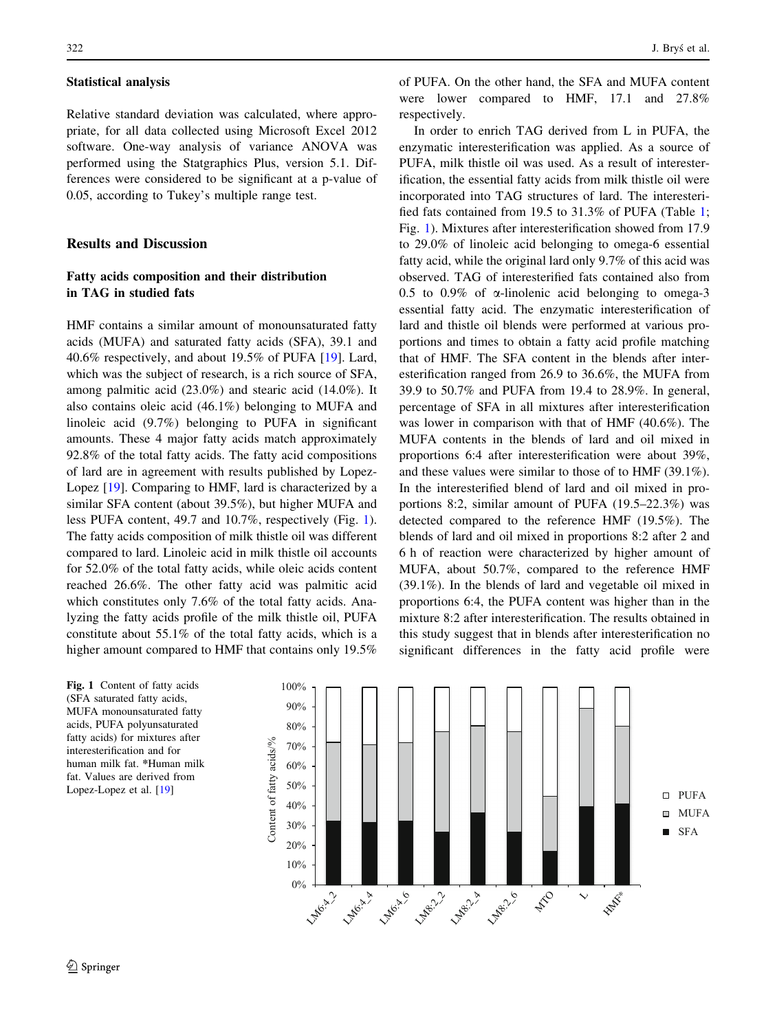### Statistical analysis

Relative standard deviation was calculated, where appropriate, for all data collected using Microsoft Excel 2012 software. One-way analysis of variance ANOVA was performed using the Statgraphics Plus, version 5.1. Differences were considered to be significant at a p-value of 0.05, according to Tukey's multiple range test.

## Results and Discussion

### Fatty acids composition and their distribution in TAG in studied fats

HMF contains a similar amount of monounsaturated fatty acids (MUFA) and saturated fatty acids (SFA), 39.1 and 40.6% respectively, and about 19.5% of PUFA [19]. Lard, which was the subject of research, is a rich source of SFA, among palmitic acid (23.0%) and stearic acid (14.0%). It also contains oleic acid (46.1%) belonging to MUFA and linoleic acid (9.7%) belonging to PUFA in significant amounts. These 4 major fatty acids match approximately 92.8% of the total fatty acids. The fatty acid compositions of lard are in agreement with results published by Lopez-Lopez [19]. Comparing to HMF, lard is characterized by a similar SFA content (about 39.5%), but higher MUFA and less PUFA content, 49.7 and 10.7%, respectively (Fig. 1). The fatty acids composition of milk thistle oil was different compared to lard. Linoleic acid in milk thistle oil accounts for 52.0% of the total fatty acids, while oleic acids content reached 26.6%. The other fatty acid was palmitic acid which constitutes only 7.6% of the total fatty acids. Analyzing the fatty acids profile of the milk thistle oil, PUFA constitute about 55.1% of the total fatty acids, which is a higher amount compared to HMF that contains only 19.5% of PUFA. On the other hand, the SFA and MUFA content were lower compared to HMF, 17.1 and 27.8% respectively.

In order to enrich TAG derived from L in PUFA, the enzymatic interesterification was applied. As a source of PUFA, milk thistle oil was used. As a result of interesterification, the essential fatty acids from milk thistle oil were incorporated into TAG structures of lard. The interesterified fats contained from 19.5 to 31.3% of PUFA (Table 1; Fig. 1). Mixtures after interesterification showed from 17.9 to 29.0% of linoleic acid belonging to omega-6 essential fatty acid, while the original lard only 9.7% of this acid was observed. TAG of interesterified fats contained also from 0.5 to 0.9% of α-linolenic acid belonging to omega-3 essential fatty acid. The enzymatic interesterification of lard and thistle oil blends were performed at various proportions and times to obtain a fatty acid profile matching that of HMF. The SFA content in the blends after interesterification ranged from 26.9 to 36.6%, the MUFA from 39.9 to 50.7% and PUFA from 19.4 to 28.9%. In general, percentage of SFA in all mixtures after interesterification was lower in comparison with that of HMF (40.6%). The MUFA contents in the blends of lard and oil mixed in proportions 6:4 after interesterification were about 39%, and these values were similar to those of to HMF (39.1%). In the interesterified blend of lard and oil mixed in proportions 8:2, similar amount of PUFA (19.5–22.3%) was detected compared to the reference HMF (19.5%). The blends of lard and oil mixed in proportions 8:2 after 2 and 6 h of reaction were characterized by higher amount of MUFA, about 50.7%, compared to the reference HMF (39.1%). In the blends of lard and vegetable oil mixed in proportions 6:4, the PUFA content was higher than in the mixture 8:2 after interesterification. The results obtained in this study suggest that in blends after interesterification no significant differences in the fatty acid profile were

**Fig. 1** Content of fatty acids (SFA saturated fatty acids, MUFA monounsaturated fatty acids, PUFA polyunsaturated fatty acids) for mixtures after interesterification and for human milk fat. *Human milk fat. Values are derived from Lopez-Lopez et al. [19]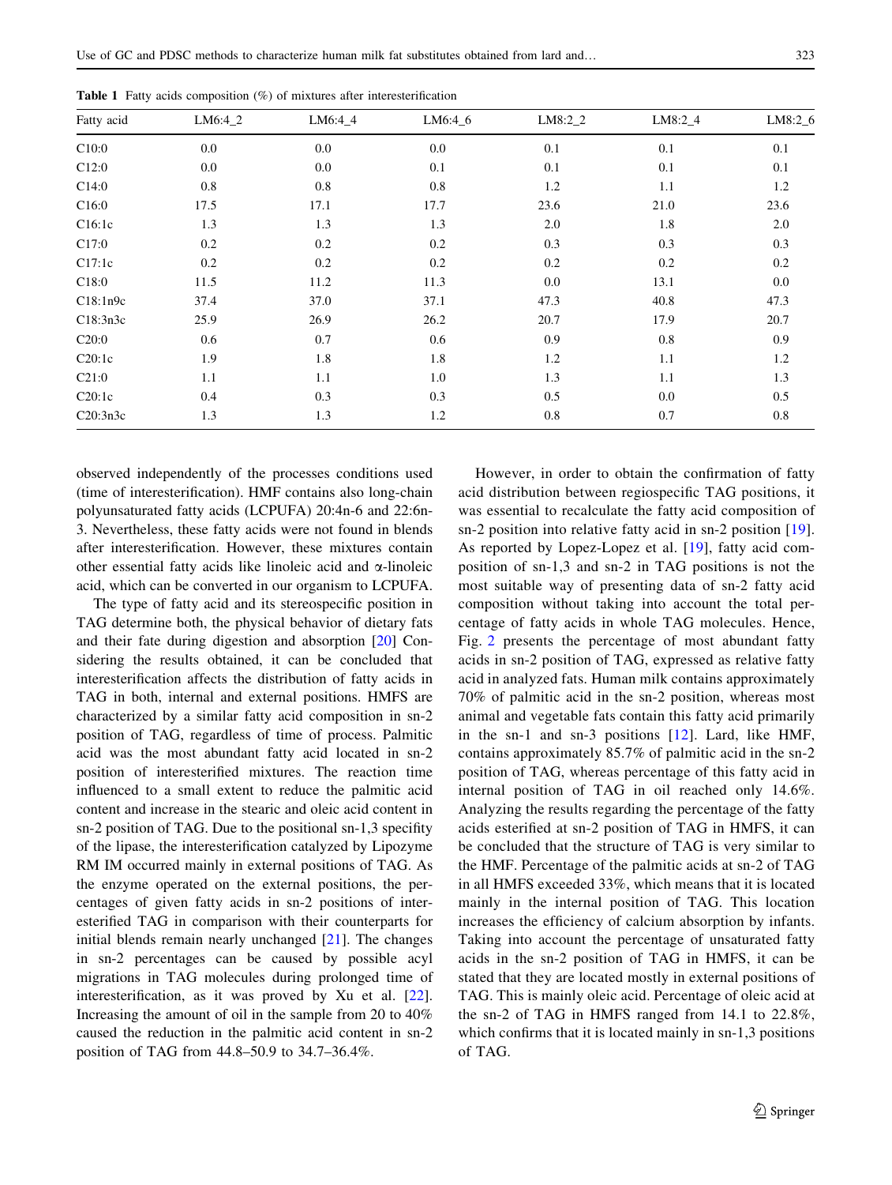**Table 1** Fatty acids composition (%) of mixtures after interesterification

| Fatty acid | LM6:4_2 | LM6:4_4 | LM6:4_6 | LM8:2_2 | LM8:2_4 | LM8:2_6 |
|---|---|---|---|---|---|---|
| C10:0 | 0.0 | 0.0 | 0.0 | 0.1 | 0.1 | 0.1 |
| C12:0 | 0.0 | 0.0 | 0.1 | 0.1 | 0.1 | 0.1 |
| C14:0 | 0.8 | 0.8 | 0.8 | 1.2 | 1.1 | 1.2 |
| C16:0 | 17.5 | 17.1 | 17.7 | 23.6 | 21.0 | 23.6 |
| C16:1c | 1.3 | 1.3 | 1.3 | 2.0 | 1.8 | 2.0 |
| C17:0 | 0.2 | 0.2 | 0.2 | 0.3 | 0.3 | 0.3 |
| C17:1c | 0.2 | 0.2 | 0.2 | 0.2 | 0.2 | 0.2 |
| C18:0 | 11.5 | 11.2 | 11.3 | 0.0 | 13.1 | 0.0 |
| C18:1n9c | 37.4 | 37.0 | 37.1 | 47.3 | 40.8 | 47.3 |
| C18:3n3c | 25.9 | 26.9 | 26.2 | 20.7 | 17.9 | 20.7 |
| C20:0 | 0.6 | 0.7 | 0.6 | 0.9 | 0.8 | 0.9 |
| C20:1c | 1.9 | 1.8 | 1.8 | 1.2 | 1.1 | 1.2 |
| C21:0 | 1.1 | 1.1 | 1.0 | 1.3 | 1.1 | 1.3 |
| C20:1c | 0.4 | 0.3 | 0.3 | 0.5 | 0.0 | 0.5 |
| C20:3n3c | 1.3 | 1.3 | 1.2 | 0.8 | 0.7 | 0.8 |

observed independently of the processes conditions used (time of interesterification). HMF contains also long-chain polyunsaturated fatty acids (LCPUFA) 20:4n-6 and 22:6n-3. Nevertheless, these fatty acids were not found in blends after interesterification. However, these mixtures contain other essential fatty acids like linoleic acid and α-linoleic acid, which can be converted in our organism to LCPUFA.

The type of fatty acid and its stereospecific position in TAG determine both, the physical behavior of dietary fats and their fate during digestion and absorption [20] Considering the results obtained, it can be concluded that interesterification affects the distribution of fatty acids in TAG in both, internal and external positions. HMFS are characterized by a similar fatty acid composition in sn-2 position of TAG, regardless of time of process. Palmitic acid was the most abundant fatty acid located in sn-2 position of interesterified mixtures. The reaction time influenced to a small extent to reduce the palmitic acid content and increase in the stearic and oleic acid content in sn-2 position of TAG. Due to the positional sn-1,3 specifity of the lipase, the interesterification catalyzed by Lipozyme RM IM occurred mainly in external positions of TAG. As the enzyme operated on the external positions, the percentages of given fatty acids in sn-2 positions of interesterified TAG in comparison with their counterparts for initial blends remain nearly unchanged [21]. The changes in sn-2 percentages can be caused by possible acyl migrations in TAG molecules during prolonged time of interesterification, as it was proved by Xu et al. [22]. Increasing the amount of oil in the sample from 20 to 40% caused the reduction in the palmitic acid content in sn-2 position of TAG from 44.8–50.9 to 34.7–36.4%.

However, in order to obtain the confirmation of fatty acid distribution between regiospecific TAG positions, it was essential to recalculate the fatty acid composition of sn-2 position into relative fatty acid in sn-2 position [19]. As reported by Lopez-Lopez et al. [19], fatty acid composition of sn-1,3 and sn-2 in TAG positions is not the most suitable way of presenting data of sn-2 fatty acid composition without taking into account the total percentage of fatty acids in whole TAG molecules. Hence, Fig. 2 presents the percentage of most abundant fatty acids in sn-2 position of TAG, expressed as relative fatty acid in analyzed fats. Human milk contains approximately 70% of palmitic acid in the sn-2 position, whereas most animal and vegetable fats contain this fatty acid primarily in the sn-1 and sn-3 positions [12]. Lard, like HMF, contains approximately 85.7% of palmitic acid in the sn-2 position of TAG, whereas percentage of this fatty acid in internal position of TAG in oil reached only 14.6%. Analyzing the results regarding the percentage of the fatty acids esterified at sn-2 position of TAG in HMFS, it can be concluded that the structure of TAG is very similar to the HMF. Percentage of the palmitic acids at sn-2 of TAG in all HMFS exceeded 33%, which means that it is located mainly in the internal position of TAG. This location increases the efficiency of calcium absorption by infants. Taking into account the percentage of unsaturated fatty acids in the sn-2 position of TAG in HMFS, it can be stated that they are located mostly in external positions of TAG. This is mainly oleic acid. Percentage of oleic acid at the sn-2 of TAG in HMFS ranged from 14.1 to 22.8%, which confirms that it is located mainly in sn-1,3 positions of TAG.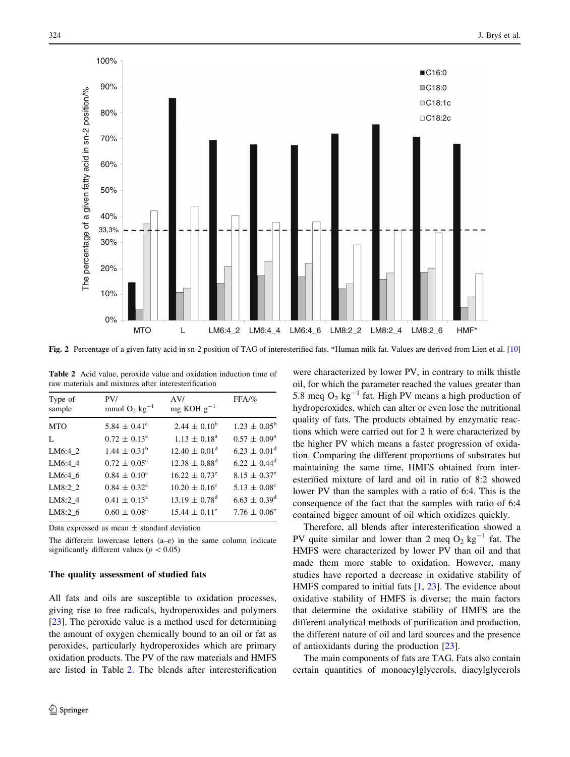**Fig. 2** Percentage of a given fatty acid in sn-2 position of TAG of interesterified fats. *Human milk fat. Values are derived from Lien et al. [10]

**Table 2** Acid value, peroxide value and oxidation induction time of raw materials and mixtures after interesterification

| Type of sample | PV/ mmol $O_2$ $kg^{-1}$ | AV/ mg KOH $g^{-1}$ | FFA/% |
|---|---|---|---|
| MTO | $5.84 \pm 0.41^{c}$ | $2.44 \pm 0.10^{b}$ | $1.23 \pm 0.05^{b}$ |
| L | $0.72 \pm 0.13^{a}$ | $1.13 \pm 0.18^{a}$ | $0.57 \pm 0.09^{a}$ |
| LM6:4_2 | $1.44 \pm 0.31^{b}$ | $12.40 \pm 0.01^{d}$ | $6.23 \pm 0.01^{d}$ |
| LM6:4_4 | $0.72 \pm 0.05^{a}$ | $12.38 \pm 0.88^{d}$ | $6.22 \pm 0.44^{d}$ |
| LM6:4_6 | $0.84 \pm 0.10^{a}$ | $16.22 \pm 0.73^{e}$ | $8.15 \pm 0.37^{e}$ |
| LM8:2_2 | $0.84 \pm 0.32^{a}$ | $10.20 \pm 0.16^{c}$ | $5.13 \pm 0.08^{c}$ |
| LM8:2_4 | $0.41 \pm 0.13^{a}$ | $13.19 \pm 0.78^{d}$ | $6.63 \pm 0.39^{d}$ |
| LM8:2_6 | $0.60 \pm 0.08^{a}$ | $15.44 \pm 0.11^{e}$ | $7.76 \pm 0.06^{e}$ |

Data expressed as mean ± standard deviation

The different lowercase letters (a–e) in the same column indicate significantly different values ($p < 0.05$)

### The quality assessment of studied fats

All fats and oils are susceptible to oxidation processes, giving rise to free radicals, hydroperoxides and polymers [23]. The peroxide value is a method used for determining the amount of oxygen chemically bound to an oil or fat as peroxides, particularly hydroperoxides which are primary oxidation products. The PV of the raw materials and HMFS are listed in Table 2. The blends after interesterification were characterized by lower PV, in contrary to milk thistle oil, for which the parameter reached the values greater than 5.8 meq $O_2$ $kg^{-1}$ fat. High PV means a high production of hydroperoxides, which can alter or even lose the nutritional quality of fats. The products obtained by enzymatic reactions which were carried out for 2 h were characterized by the higher PV which means a faster progression of oxidation. Comparing the different proportions of substrates but maintaining the same time, HMFS obtained from interesterified mixture of lard and oil in ratio of 8:2 showed lower PV than the samples with a ratio of 6:4. This is the consequence of the fact that the samples with ratio of 6:4 contained bigger amount of oil which oxidizes quickly.

Therefore, all blends after interesterification showed a PV quite similar and lower than 2 meq $O_2$ $kg^{-1}$ fat. The HMFS were characterized by lower PV than oil and that made them more stable to oxidation. However, many studies have reported a decrease in oxidative stability of HMFS compared to initial fats [1, 23]. The evidence about oxidative stability of HMFS is diverse; the main factors that determine the oxidative stability of HMFS are the different analytical methods of purification and production, the different nature of oil and lard sources and the presence of antioxidants during the production [23].

The main components of fats are TAG. Fats also contain certain quantities of monoacylglycerols, diacylglycerols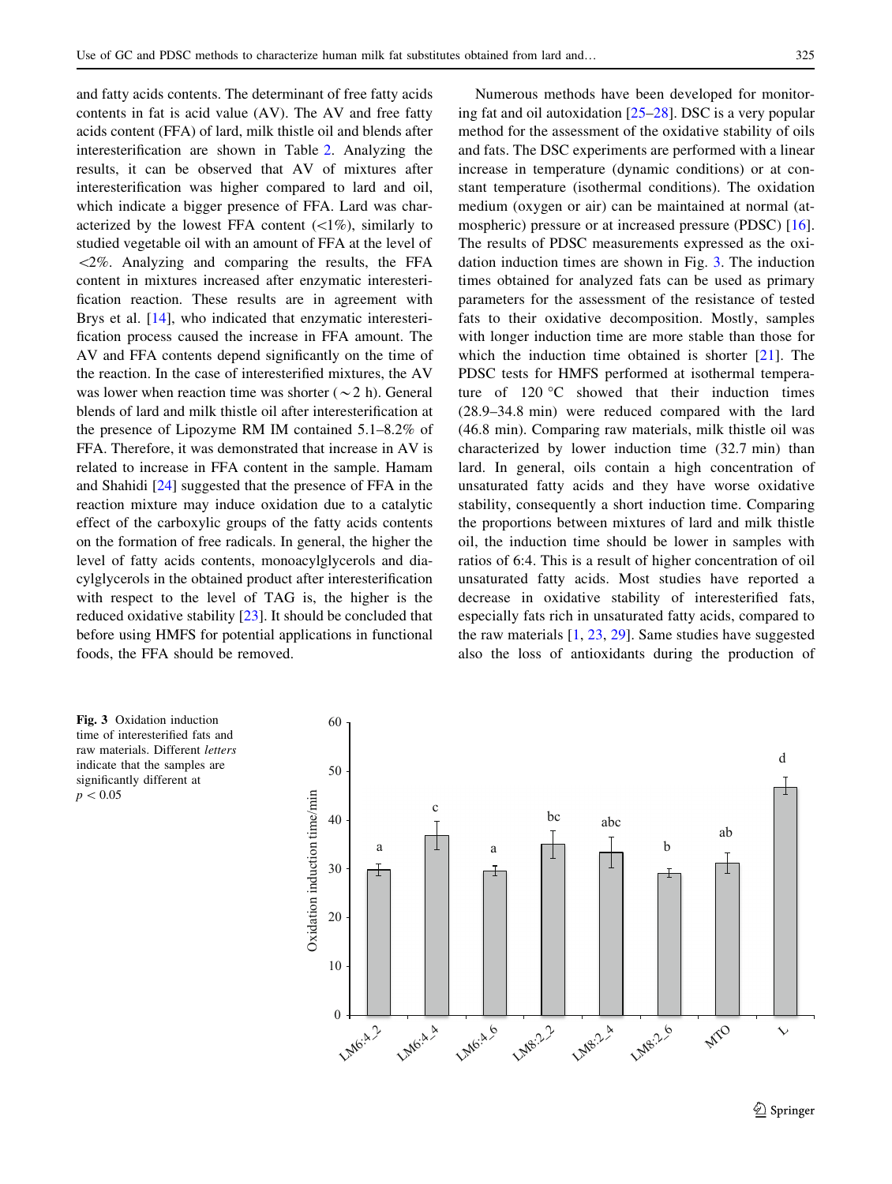and fatty acids contents. The determinant of free fatty acids contents in fat is acid value (AV). The AV and free fatty acids content (FFA) of lard, milk thistle oil and blends after interesterification are shown in Table 2. Analyzing the results, it can be observed that AV of mixtures after interesterification was higher compared to lard and oil, which indicate a bigger presence of FFA. Lard was characterized by the lowest FFA content (<1%), similarly to studied vegetable oil with an amount of FFA at the level of <2%. Analyzing and comparing the results, the FFA content in mixtures increased after enzymatic interesterification reaction. These results are in agreement with Brys et al. [14], who indicated that enzymatic interesterification process caused the increase in FFA amount. The AV and FFA contents depend significantly on the time of the reaction. In the case of interesterified mixtures, the AV was lower when reaction time was shorter (~2 h). General blends of lard and milk thistle oil after interesterification at the presence of Lipozyme RM IM contained 5.1–8.2% of FFA. Therefore, it was demonstrated that increase in AV is related to increase in FFA content in the sample. Hamam and Shahidi [24] suggested that the presence of FFA in the reaction mixture may induce oxidation due to a catalytic effect of the carboxylic groups of the fatty acids contents on the formation of free radicals. In general, the higher the level of fatty acids contents, monoacylglycerols and diacylglycerols in the obtained product after interesterification with respect to the level of TAG is, the higher is the reduced oxidative stability [23]. It should be concluded that before using HMFS for potential applications in functional foods, the FFA should be removed.

Numerous methods have been developed for monitoring fat and oil autoxidation [25–28]. DSC is a very popular method for the assessment of the oxidative stability of oils and fats. The DSC experiments are performed with a linear increase in temperature (dynamic conditions) or at constant temperature (isothermal conditions). The oxidation medium (oxygen or air) can be maintained at normal (atmospheric) pressure or at increased pressure (PDSC) [16]. The results of PDSC measurements expressed as the oxidation induction times are shown in Fig. 3. The induction times obtained for analyzed fats can be used as primary parameters for the assessment of the resistance of tested fats to their oxidative decomposition. Mostly, samples with longer induction time are more stable than those for which the induction time obtained is shorter [21]. The PDSC tests for HMFS performed at isothermal temperature of 120 °C showed that their induction times (28.9–34.8 min) were reduced compared with the lard (46.8 min). Comparing raw materials, milk thistle oil was characterized by lower induction time (32.7 min) than lard. In general, oils contain a high concentration of unsaturated fatty acids and they have worse oxidative stability, consequently a short induction time. Comparing the proportions between mixtures of lard and milk thistle oil, the induction time should be lower in samples with ratios of 6:4. This is a result of higher concentration of oil unsaturated fatty acids. Most studies have reported a decrease in oxidative stability of interesterified fats, especially fats rich in unsaturated fatty acids, compared to the raw materials [1, 23, 29]. Same studies have suggested also the loss of antioxidants during the production of

**Fig. 3** Oxidation induction time of interesterified fats and raw materials. Different *letters* indicate that the samples are significantly different at $p < 0.05$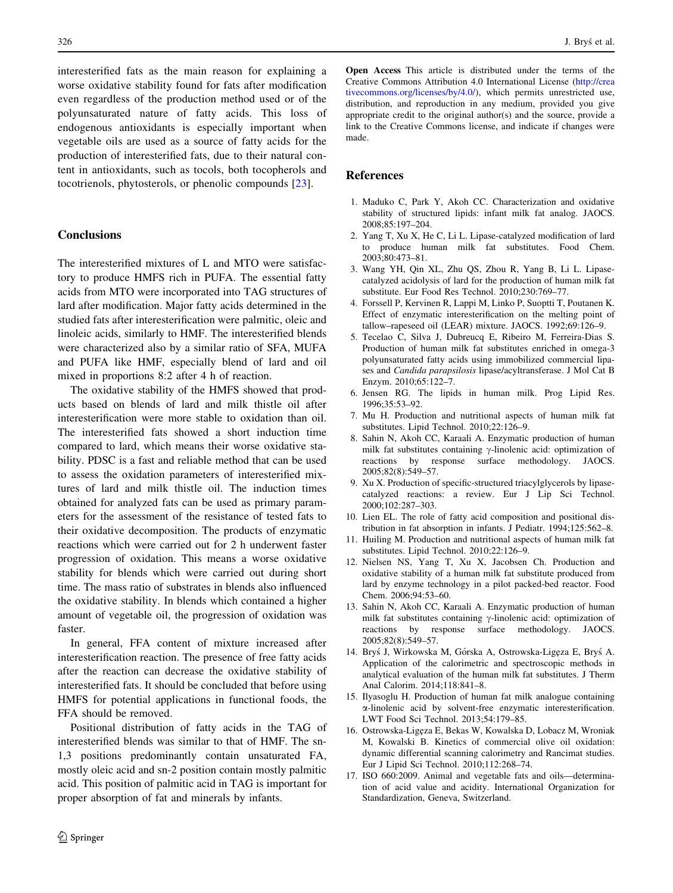interesterified fats as the main reason for explaining a worse oxidative stability found for fats after modification even regardless of the production method used or of the polyunsaturated nature of fatty acids. This loss of endogenous antioxidants is especially important when vegetable oils are used as a source of fatty acids for the production of interesterified fats, due to their natural content in antioxidants, such as tocols, both tocopherols and tocotrienols, phytosterols, or phenolic compounds [23].

## Conclusions

The interesterified mixtures of L and MTO were satisfactory to produce HMFS rich in PUFA. The essential fatty acids from MTO were incorporated into TAG structures of lard after modification. Major fatty acids determined in the studied fats after interesterification were palmitic, oleic and linoleic acids, similarly to HMF. The interesterified blends were characterized also by a similar ratio of SFA, MUFA and PUFA like HMF, especially blend of lard and oil mixed in proportions 8:2 after 4 h of reaction.

The oxidative stability of the HMFS showed that products based on blends of lard and milk thistle oil after interesterification were more stable to oxidation than oil. The interesterified fats showed a short induction time compared to lard, which means their worse oxidative stability. PDSC is a fast and reliable method that can be used to assess the oxidation parameters of interesterified mixtures of lard and milk thistle oil. The induction times obtained for analyzed fats can be used as primary parameters for the assessment of the resistance of tested fats to their oxidative decomposition. The products of enzymatic reactions which were carried out for 2 h underwent faster progression of oxidation. This means a worse oxidative stability for blends which were carried out during short time. The mass ratio of substrates in blends also influenced the oxidative stability. In blends which contained a higher amount of vegetable oil, the progression of oxidation was faster.

In general, FFA content of mixture increased after interesterification reaction. The presence of free fatty acids after the reaction can decrease the oxidative stability of interesterified fats. It should be concluded that before using HMFS for potential applications in functional foods, the FFA should be removed.

Positional distribution of fatty acids in the TAG of interesterified blends was similar to that of HMF. The sn-1,3 positions predominantly contain unsaturated FA, mostly oleic acid and sn-2 position contain mostly palmitic acid. This position of palmitic acid in TAG is important for proper absorption of fat and minerals by infants.

**Open Access** This article is distributed under the terms of the Creative Commons Attribution 4.0 International License (http://creativecommons.org/licenses/by/4.0/), which permits unrestricted use, distribution, and reproduction in any medium, provided you give appropriate credit to the original author(s) and the source, provide a link to the Creative Commons license, and indicate if changes were made.

## References

1. Maduko C, Park Y, Akoh CC. Characterization and oxidative stability of structured lipids: infant milk fat analog. JAOCS. 2008;85:197–204.
2. Yang T, Xu X, He C, Li L. Lipase-catalyzed modification of lard to produce human milk fat substitutes. Food Chem. 2003;80:473–81.
3. Wang YH, Qin XL, Zhu QS, Zhou R, Yang B, Li L. Lipase-catalyzed acidolysis of lard for the production of human milk fat substitute. Eur Food Res Technol. 2010;230:769–77.
4. Forssell P, Kervinen R, Lappi M, Linko P, Suoptti T, Poutanen K. Effect of enzymatic interesterification on the melting point of tallow–rapeseed oil (LEAR) mixture. JAOCS. 1992;69:126–9.
5. Tecelao C, Silva J, Dubreucq E, Ribeiro M, Ferreira-Dias S. Production of human milk fat substitutes enriched in omega-3 polyunsaturated fatty acids using immobilized commercial lipases and *Candida parapsilosis* lipase/acyltransferase. J Mol Cat B Enzym. 2010;65:122–7.
6. Jensen RG. The lipids in human milk. Prog Lipid Res. 1996;35:53–92.
7. Mu H. Production and nutritional aspects of human milk fat substitutes. Lipid Technol. 2010;22:126–9.
8. Sahin N, Akoh CC, Karaali A. Enzymatic production of human milk fat substitutes containing γ-linolenic acid: optimization of reactions by response surface methodology. JAOCS. 2005;82(8):549–57.
9. Xu X. Production of specific-structured triacylglycerols by lipase-catalyzed reactions: a review. Eur J Lip Sci Technol. 2000;102:287–303.
10. Lien EL. The role of fatty acid composition and positional distribution in fat absorption in infants. J Pediatr. 1994;125:562–8.
11. Huiling M. Production and nutritional aspects of human milk fat substitutes. Lipid Technol. 2010;22:126–9.
12. Nielsen NS, Yang T, Xu X, Jacobsen Ch. Production and oxidative stability of a human milk fat substitute produced from lard by enzyme technology in a pilot packed-bed reactor. Food Chem. 2006;94:53–60.
13. Sahin N, Akoh CC, Karaali A. Enzymatic production of human milk fat substitutes containing γ-linolenic acid: optimization of reactions by response surface methodology. JAOCS. 2005;82(8):549–57.
14. Bryś J, Wirkowska M, Górska A, Ostrowska-Ligęza E, Bryś A. Application of the calorimetric and spectroscopic methods in analytical evaluation of the human milk fat substitutes. J Therm Anal Calorim. 2014;118:841–8.
15. Ilyasoglu H. Production of human fat milk analogue containing α-linolenic acid by solvent-free enzymatic interesterification. LWT Food Sci Technol. 2013;54:179–85.
16. Ostrowska-Ligęza E, Bekas W, Kowalska D, Lobacz M, Wroniak M, Kowalski B. Kinetics of commercial olive oil oxidation: dynamic differential scanning calorimetry and Rancimat studies. Eur J Lipid Sci Technol. 2010;112:268–74.
17. ISO 660:2009. Animal and vegetable fats and oils—determination of acid value and acidity. International Organization for Standardization, Geneva, Switzerland.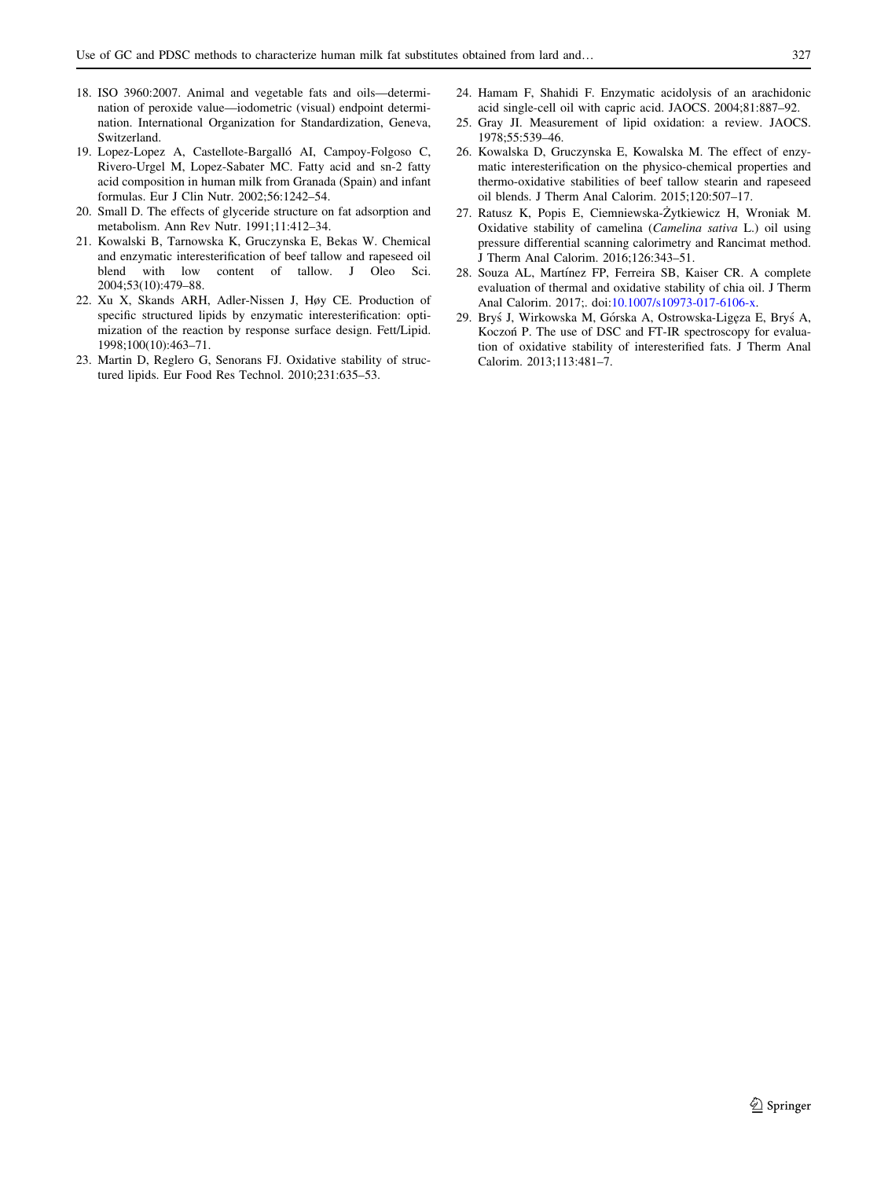18. ISO 3960:2007. Animal and vegetable fats and oils—determination of peroxide value—iodometric (visual) endpoint determination. International Organization for Standardization, Geneva, Switzerland.
19. Lopez-Lopez A, Castellote-Bargalló AI, Campoy-Folgoso C, Rivero-Urgel M, Lopez-Sabater MC. Fatty acid and sn-2 fatty acid composition in human milk from Granada (Spain) and infant formulas. Eur J Clin Nutr. 2002;56:1242–54.
20. Small D. The effects of glyceride structure on fat adsorption and metabolism. Ann Rev Nutr. 1991;11:412–34.
21. Kowalski B, Tarnowska K, Gruczynska E, Bekas W. Chemical and enzymatic interesterification of beef tallow and rapeseed oil blend with low content of tallow. J Oleo Sci. 2004;53(10):479–88.
22. Xu X, Skands ARH, Adler-Nissen J, Høy CE. Production of specific structured lipids by enzymatic interesterification: optimization of the reaction by response surface design. Fett/Lipid. 1998;100(10):463–71.
23. Martin D, Reglero G, Senorans FJ. Oxidative stability of structured lipids. Eur Food Res Technol. 2010;231:635–53.
24. Hamam F, Shahidi F. Enzymatic acidolysis of an arachidonic acid single-cell oil with capric acid. JAOCS. 2004;81:887–92.
25. Gray JI. Measurement of lipid oxidation: a review. JAOCS. 1978;55:539–46.
26. Kowalska D, Gruczynska E, Kowalska M. The effect of enzymatic interesterification on the physico-chemical properties and thermo-oxidative stabilities of beef tallow stearin and rapeseed oil blends. J Therm Anal Calorim. 2015;120:507–17.
27. Ratusz K, Popis E, Ciemniewska-Żytkiewicz H, Wroniak M. Oxidative stability of camelina (*Camelina sativa* L.) oil using pressure differential scanning calorimetry and Rancimat method. J Therm Anal Calorim. 2016;126:343–51.
28. Souza AL, Martínez FP, Ferreira SB, Kaiser CR. A complete evaluation of thermal and oxidative stability of chia oil. J Therm Anal Calorim. 2017;. doi:10.1007/s10973-017-6106-x.
29. Bryś J, Wirkowska M, Górska A, Ostrowska-Ligęza E, Bryś A, Koczoń P. The use of DSC and FT-IR spectroscopy for evaluation of oxidative stability of interesterified fats. J Therm Anal Calorim. 2013;113:481–7.